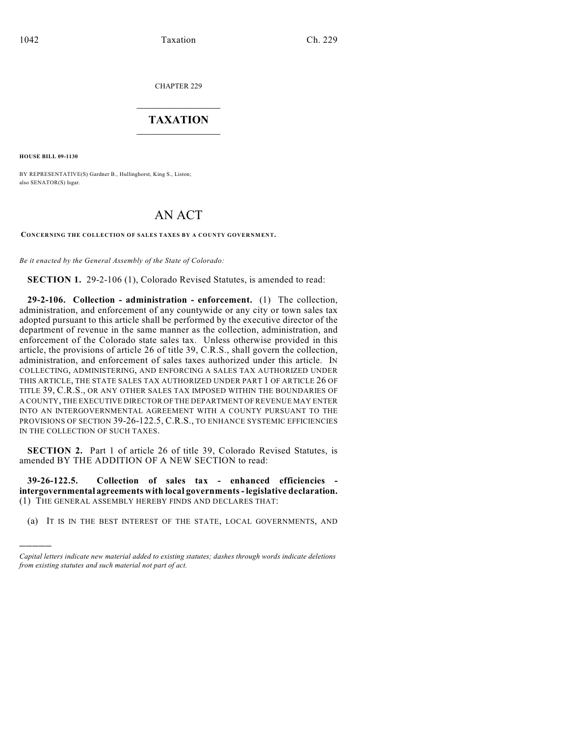CHAPTER 229

# TAXATION

**HOUSE BILL 09-1130**

BY REPRESENTATIVE(S) Gardner B., Hullinghorst, King S., Liston;
also SENATOR(S) Isgar.

# AN ACT

**CONCERNING THE COLLECTION OF SALES TAXES BY A COUNTY GOVERNMENT.**

*Be it enacted by the General Assembly of the State of Colorado:*

**SECTION 1.** 29-2-106 (1), Colorado Revised Statutes, is amended to read:

**29-2-106. Collection - administration - enforcement.** (1) The collection, administration, and enforcement of any countywide or any city or town sales tax adopted pursuant to this article shall be performed by the executive director of the department of revenue in the same manner as the collection, administration, and enforcement of the Colorado state sales tax. Unless otherwise provided in this article, the provisions of article 26 of title 39, C.R.S., shall govern the collection, administration, and enforcement of sales taxes authorized under this article. IN COLLECTING, ADMINISTERING, AND ENFORCING A SALES TAX AUTHORIZED UNDER THIS ARTICLE, THE STATE SALES TAX AUTHORIZED UNDER PART 1 OF ARTICLE 26 OF TITLE 39, C.R.S., OR ANY OTHER SALES TAX IMPOSED WITHIN THE BOUNDARIES OF A COUNTY, THE EXECUTIVE DIRECTOR OF THE DEPARTMENT OF REVENUE MAY ENTER INTO AN INTERGOVERNMENTAL AGREEMENT WITH A COUNTY PURSUANT TO THE PROVISIONS OF SECTION 39-26-122.5, C.R.S., TO ENHANCE SYSTEMIC EFFICIENCIES IN THE COLLECTION OF SUCH TAXES.

**SECTION 2.** Part 1 of article 26 of title 39, Colorado Revised Statutes, is amended BY THE ADDITION OF A NEW SECTION to read:

**39-26-122.5. Collection of sales tax - enhanced efficiencies - intergovernmental agreements with local governments - legislative declaration.** (1) THE GENERAL ASSEMBLY HEREBY FINDS AND DECLARES THAT:

(a) IT IS IN THE BEST INTEREST OF THE STATE, LOCAL GOVERNMENTS, AND

---

*Capital letters indicate new material added to existing statutes; dashes through words indicate deletions from existing statutes and such material not part of act.*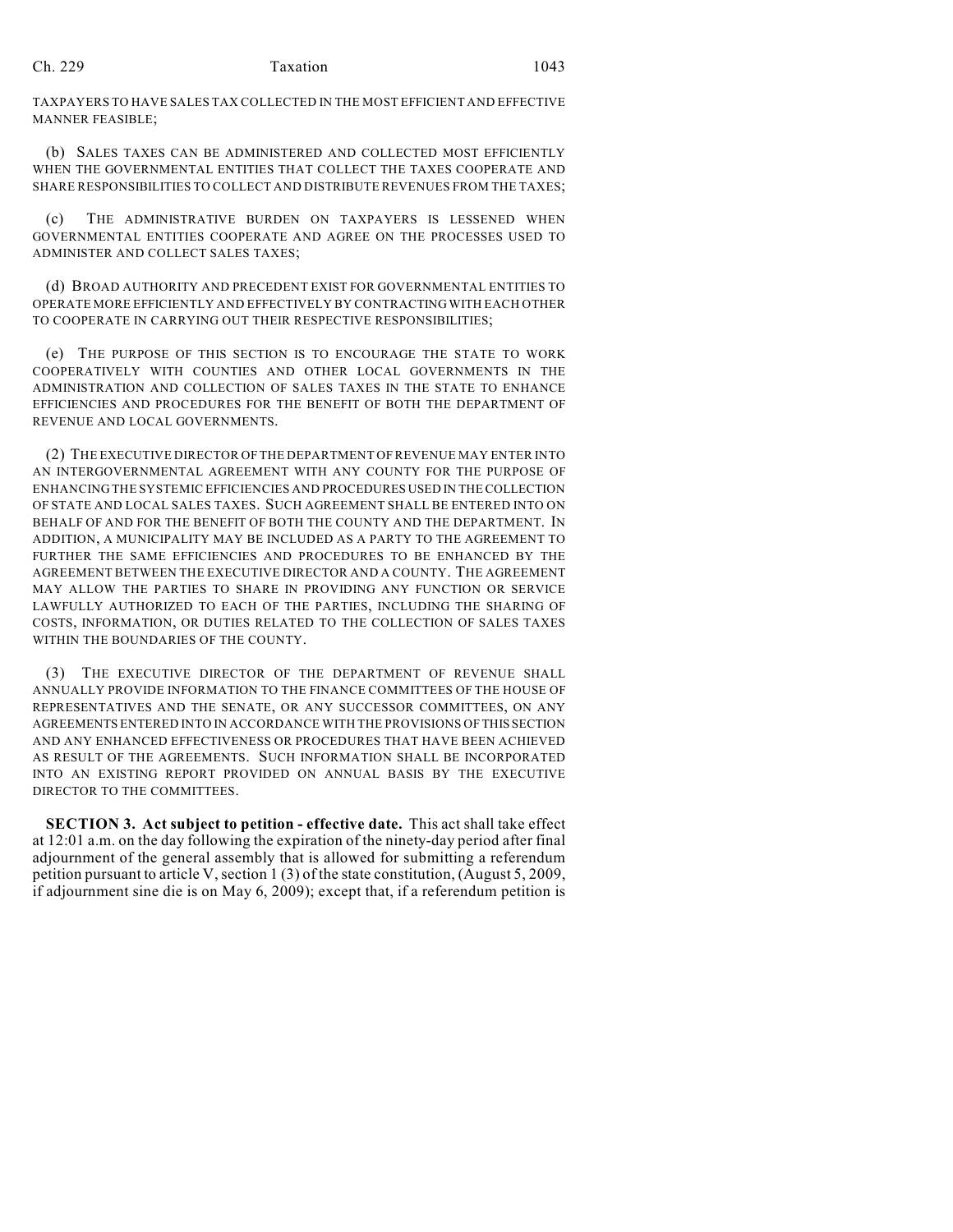TAXPAYERS TO HAVE SALES TAX COLLECTED IN THE MOST EFFICIENT AND EFFECTIVE MANNER FEASIBLE;

(b) SALES TAXES CAN BE ADMINISTERED AND COLLECTED MOST EFFICIENTLY WHEN THE GOVERNMENTAL ENTITIES THAT COLLECT THE TAXES COOPERATE AND SHARE RESPONSIBILITIES TO COLLECT AND DISTRIBUTE REVENUES FROM THE TAXES;

(c) THE ADMINISTRATIVE BURDEN ON TAXPAYERS IS LESSENED WHEN GOVERNMENTAL ENTITIES COOPERATE AND AGREE ON THE PROCESSES USED TO ADMINISTER AND COLLECT SALES TAXES;

(d) BROAD AUTHORITY AND PRECEDENT EXIST FOR GOVERNMENTAL ENTITIES TO OPERATE MORE EFFICIENTLY AND EFFECTIVELY BY CONTRACTING WITH EACH OTHER TO COOPERATE IN CARRYING OUT THEIR RESPECTIVE RESPONSIBILITIES;

(e) THE PURPOSE OF THIS SECTION IS TO ENCOURAGE THE STATE TO WORK COOPERATIVELY WITH COUNTIES AND OTHER LOCAL GOVERNMENTS IN THE ADMINISTRATION AND COLLECTION OF SALES TAXES IN THE STATE TO ENHANCE EFFICIENCIES AND PROCEDURES FOR THE BENEFIT OF BOTH THE DEPARTMENT OF REVENUE AND LOCAL GOVERNMENTS.

(2) THE EXECUTIVE DIRECTOR OF THE DEPARTMENT OF REVENUE MAY ENTER INTO AN INTERGOVERNMENTAL AGREEMENT WITH ANY COUNTY FOR THE PURPOSE OF ENHANCING THE SYSTEMIC EFFICIENCIES AND PROCEDURES USED IN THE COLLECTION OF STATE AND LOCAL SALES TAXES. SUCH AGREEMENT SHALL BE ENTERED INTO ON BEHALF OF AND FOR THE BENEFIT OF BOTH THE COUNTY AND THE DEPARTMENT. IN ADDITION, A MUNICIPALITY MAY BE INCLUDED AS A PARTY TO THE AGREEMENT TO FURTHER THE SAME EFFICIENCIES AND PROCEDURES TO BE ENHANCED BY THE AGREEMENT BETWEEN THE EXECUTIVE DIRECTOR AND A COUNTY. THE AGREEMENT MAY ALLOW THE PARTIES TO SHARE IN PROVIDING ANY FUNCTION OR SERVICE LAWFULLY AUTHORIZED TO EACH OF THE PARTIES, INCLUDING THE SHARING OF COSTS, INFORMATION, OR DUTIES RELATED TO THE COLLECTION OF SALES TAXES WITHIN THE BOUNDARIES OF THE COUNTY.

(3) THE EXECUTIVE DIRECTOR OF THE DEPARTMENT OF REVENUE SHALL ANNUALLY PROVIDE INFORMATION TO THE FINANCE COMMITTEES OF THE HOUSE OF REPRESENTATIVES AND THE SENATE, OR ANY SUCCESSOR COMMITTEES, ON ANY AGREEMENTS ENTERED INTO IN ACCORDANCE WITH THE PROVISIONS OF THIS SECTION AND ANY ENHANCED EFFECTIVENESS OR PROCEDURES THAT HAVE BEEN ACHIEVED AS RESULT OF THE AGREEMENTS. SUCH INFORMATION SHALL BE INCORPORATED INTO AN EXISTING REPORT PROVIDED ON ANNUAL BASIS BY THE EXECUTIVE DIRECTOR TO THE COMMITTEES.

**SECTION 3. Act subject to petition - effective date.** This act shall take effect at 12:01 a.m. on the day following the expiration of the ninety-day period after final adjournment of the general assembly that is allowed for submitting a referendum petition pursuant to article V, section 1 (3) of the state constitution, (August 5, 2009, if adjournment sine die is on May 6, 2009); except that, if a referendum petition is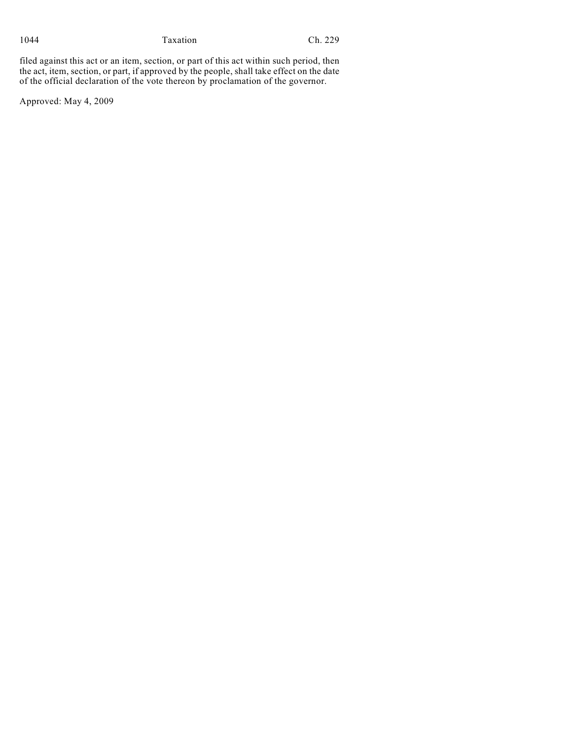filed against this act or an item, section, or part of this act within such period, then the act, item, section, or part, if approved by the people, shall take effect on the date of the official declaration of the vote thereon by proclamation of the governor.

Approved: May 4, 2009